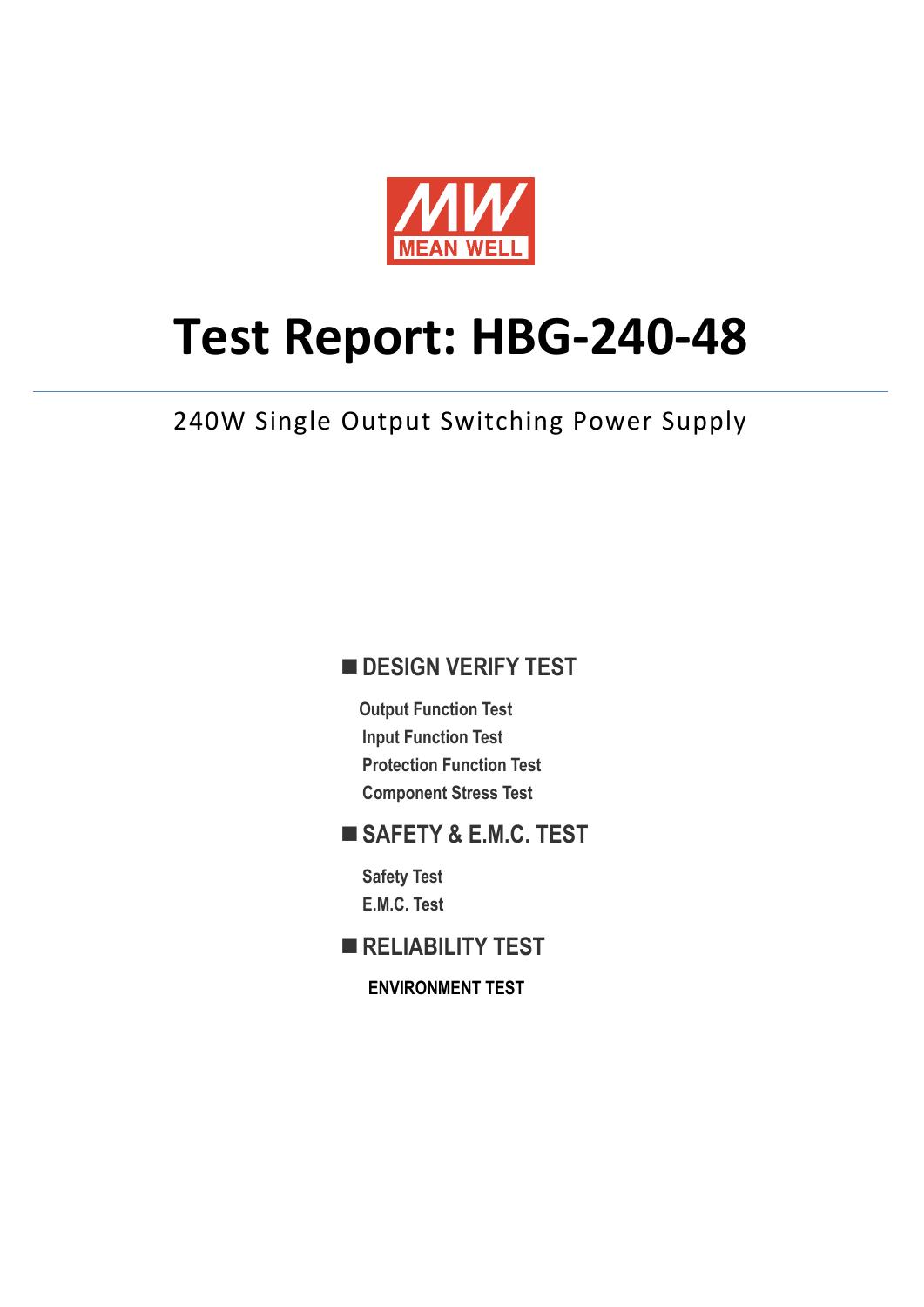MEAN WELL

# Test Report: HBG-240-48

240W Single Output Switching Power Supply

## ■ DESIGN VERIFY TEST

Output Function Test
Input Function Test
Protection Function Test
Component Stress Test

## ■ SAFETY & E.M.C. TEST

Safety Test
E.M.C. Test

## ■ RELIABILITY TEST

ENVIRONMENT TEST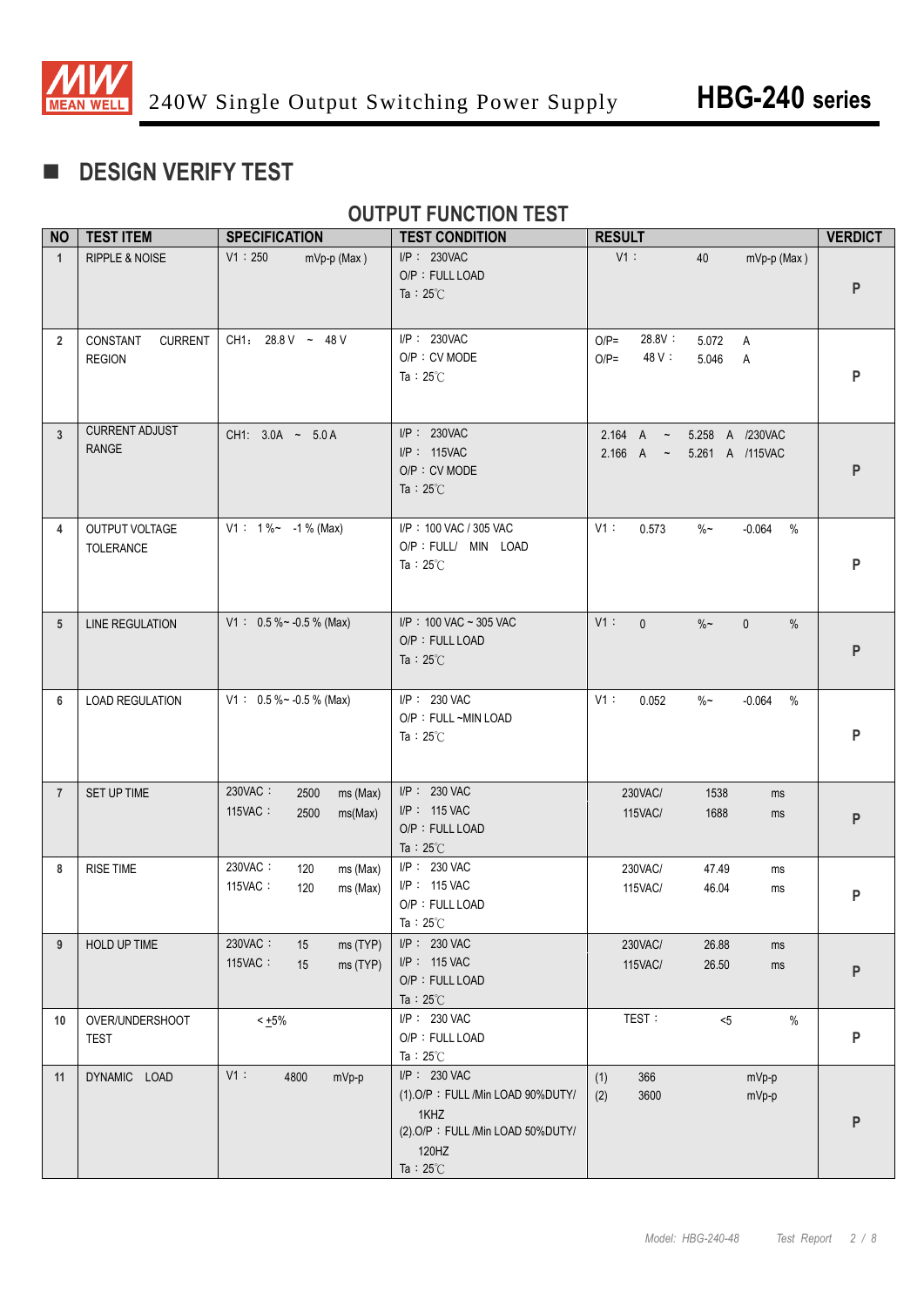## ■ DESIGN VERIFY TEST

### OUTPUT FUNCTION TEST

| NO | TEST ITEM | SPECIFICATION | TEST CONDITION | RESULT | VERDICT |
|---|---|---|---|---|---|
| 1 | RIPPLE & NOISE | V1：250 mVp-p (Max ) | I/P： 230VAC<br>O/P：FULL LOAD<br>Ta：25℃ | V1： 40 mVp-p (Max ) | P |
| 2 | CONSTANT CURRENT REGION | CH1: 28.8 V ~ 48 V | I/P： 230VAC<br>O/P：CV MODE<br>Ta：25℃ | O/P= 28.8V： 5.072 A<br>O/P= 48 V： 5.046 A | P |
| 3 | CURRENT ADJUST RANGE | CH1: 3.0A ~ 5.0 A | I/P： 230VAC<br>I/P： 115VAC<br>O/P：CV MODE<br>Ta：25℃ | 2.164 A ~ 5.258 A /230VAC<br>2.166 A ~ 5.261 A /115VAC | P |
| 4 | OUTPUT VOLTAGE TOLERANCE | V1： 1 %~ -1 % (Max) | I/P：100 VAC / 305 VAC<br>O/P：FULL/ MIN LOAD<br>Ta：25℃ | V1： 0.573 %~ -0.064 % | P |
| 5 | LINE REGULATION | V1： 0.5 %~ -0.5 % (Max) | I/P：100 VAC ~ 305 VAC<br>O/P：FULL LOAD<br>Ta：25℃ | V1： 0 %~ 0 % | P |
| 6 | LOAD REGULATION | V1： 0.5 %~ -0.5 % (Max) | I/P： 230 VAC<br>O/P：FULL ~MIN LOAD<br>Ta：25℃ | V1： 0.052 %~ -0.064 % | P |
| 7 | SET UP TIME | 230VAC： 2500 ms (Max)<br>115VAC： 2500 ms(Max) | I/P： 230 VAC<br>I/P： 115 VAC<br>O/P：FULL LOAD<br>Ta：25℃ | 230VAC/ 1538 ms<br>115VAC/ 1688 ms | P |
| 8 | RISE TIME | 230VAC： 120 ms (Max)<br>115VAC： 120 ms (Max) | I/P： 230 VAC<br>I/P： 115 VAC<br>O/P：FULL LOAD<br>Ta：25℃ | 230VAC/ 47.49 ms<br>115VAC/ 46.04 ms | P |
| 9 | HOLD UP TIME | 230VAC： 15 ms (TYP)<br>115VAC： 15 ms (TYP) | I/P： 230 VAC<br>I/P： 115 VAC<br>O/P：FULL LOAD<br>Ta：25℃ | 230VAC/ 26.88 ms<br>115VAC/ 26.50 ms | P |
| 10 | OVER/UNDERSHOOT TEST | < ±5% | I/P： 230 VAC<br>O/P：FULL LOAD<br>Ta：25℃ | TEST： <5 % | P |
| 11 | DYNAMIC LOAD | V1： 4800 mVp-p | I/P： 230 VAC<br>(1).O/P：FULL /Min LOAD 90%DUTY/ 1KHZ<br>(2).O/P：FULL /Min LOAD 50%DUTY/ 120HZ<br>Ta：25℃ | (1) 366 mVp-p<br>(2) 3600 mVp-p | P |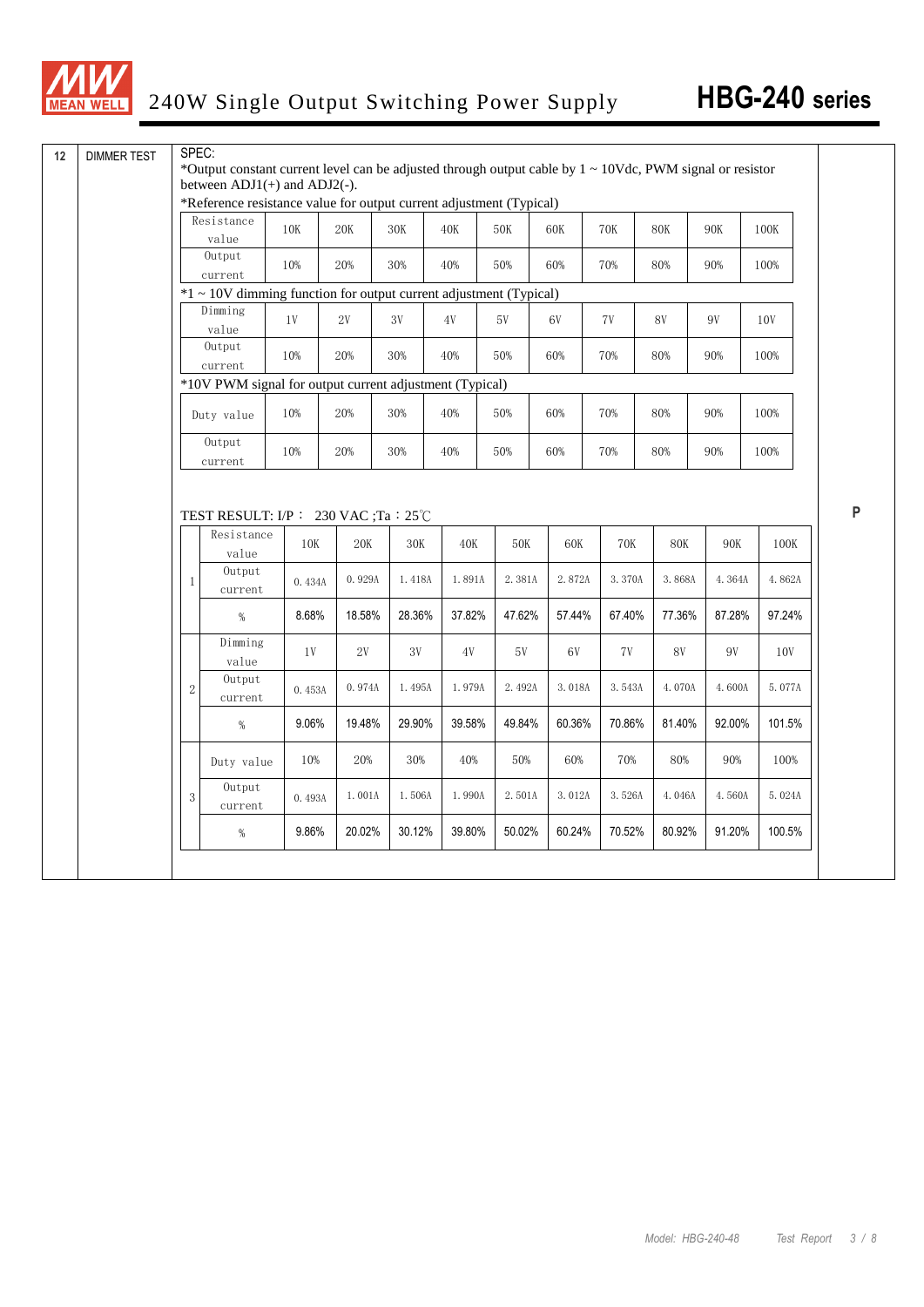| 12 | DIMMER TEST |
|---|---|

SPEC:

*Output constant current level can be adjusted through output cable by 1 ~ 10Vdc, PWM signal or resistor between ADJ1(+) and ADJ2(-).

*Reference resistance value for output current adjustment (Typical)

| Resistance value | 10K | 20K | 30K | 40K | 50K | 60K | 70K | 80K | 90K | 100K |
|---|---|---|---|---|---|---|---|---|---|---|
| Output current | 10% | 20% | 30% | 40% | 50% | 60% | 70% | 80% | 90% | 100% |

*1 ~ 10V dimming function for output current adjustment (Typical)

| Dimming value | 1V | 2V | 3V | 4V | 5V | 6V | 7V | 8V | 9V | 10V |
|---|---|---|---|---|---|---|---|---|---|---|
| Output current | 10% | 20% | 30% | 40% | 50% | 60% | 70% | 80% | 90% | 100% |

*10V PWM signal for output current adjustment (Typical)

| Duty value | 10% | 20% | 30% | 40% | 50% | 60% | 70% | 80% | 90% | 100% |
|---|---|---|---|---|---|---|---|---|---|---|
| Output current | 10% | 20% | 30% | 40% | 50% | 60% | 70% | 80% | 90% | 100% |

TEST RESULT: I/P： 230 VAC ;Ta：25℃

| | | | | | | | | | | | |
|---|---|---|---|---|---|---|---|---|---|---|---|
| 1 | Resistance value | 10K | 20K | 30K | 40K | 50K | 60K | 70K | 80K | 90K | 100K |
| | Output current | 0.434A | 0.929A | 1.418A | 1.891A | 2.381A | 2.872A | 3.370A | 3.868A | 4.364A | 4.862A |
| | % | 8.68% | 18.58% | 28.36% | 37.82% | 47.62% | 57.44% | 67.40% | 77.36% | 87.28% | 97.24% |
| 2 | Dimming value | 1V | 2V | 3V | 4V | 5V | 6V | 7V | 8V | 9V | 10V |
| | Output current | 0.453A | 0.974A | 1.495A | 1.979A | 2.492A | 3.018A | 3.543A | 4.070A | 4.600A | 5.077A |
| | % | 9.06% | 19.48% | 29.90% | 39.58% | 49.84% | 60.36% | 70.86% | 81.40% | 92.00% | 101.5% |
| 3 | Duty value | 10% | 20% | 30% | 40% | 50% | 60% | 70% | 80% | 90% | 100% |
| | Output current | 0.493A | 1.001A | 1.506A | 1.990A | 2.501A | 3.012A | 3.526A | 4.046A | 4.560A | 5.024A |
| | % | 9.86% | 20.02% | 30.12% | 39.80% | 50.02% | 60.24% | 70.52% | 80.92% | 91.20% | 100.5% |

P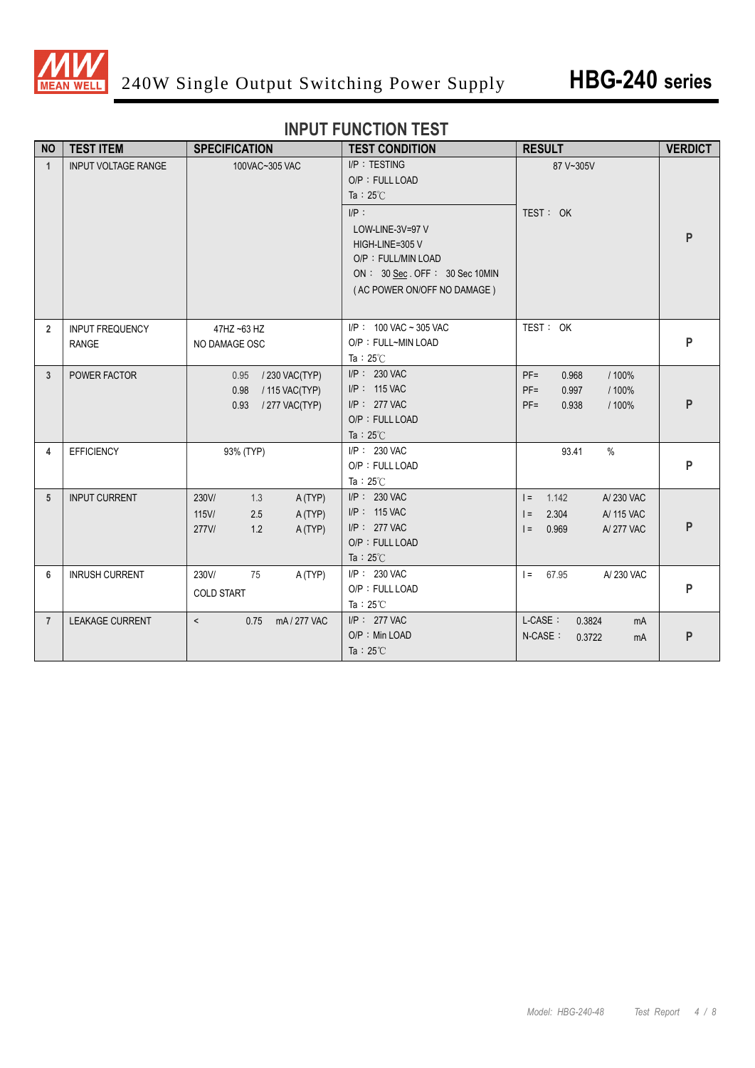# INPUT FUNCTION TEST

| NO | TEST ITEM | SPECIFICATION | TEST CONDITION | RESULT | VERDICT |
|---|---|---|---|---|---|
| 1 | INPUT VOLTAGE RANGE | 100VAC~305 VAC | I/P：TESTING<br>O/P：FULL LOAD<br>Ta：25℃ | 87 V~305V | P |
| | | | I/P：<br>LOW-LINE-3V=97 V<br>HIGH-LINE=305 V<br>O/P：FULL/MIN LOAD<br>ON： 30 Sec . OFF： 30 Sec 10MIN<br>( AC POWER ON/OFF NO DAMAGE ) | TEST： OK | |
| 2 | INPUT FREQUENCY RANGE | 47HZ ~63 HZ<br>NO DAMAGE OSC | I/P： 100 VAC ~ 305 VAC<br>O/P：FULL~MIN LOAD<br>Ta：25℃ | TEST： OK | P |
| 3 | POWER FACTOR | 0.95 / 230 VAC(TYP)<br>0.98 / 115 VAC(TYP)<br>0.93 / 277 VAC(TYP) | I/P： 230 VAC<br>I/P： 115 VAC<br>I/P： 277 VAC<br>O/P：FULL LOAD<br>Ta：25℃ | PF= 0.968 / 100%<br>PF= 0.997 / 100%<br>PF= 0.938 / 100% | P |
| 4 | EFFICIENCY | 93% (TYP) | I/P： 230 VAC<br>O/P：FULL LOAD<br>Ta：25℃ | 93.41 % | P |
| 5 | INPUT CURRENT | 230V/ 1.3 A (TYP)<br>115V/ 2.5 A (TYP)<br>277V/ 1.2 A (TYP) | I/P： 230 VAC<br>I/P： 115 VAC<br>I/P： 277 VAC<br>O/P：FULL LOAD<br>Ta：25℃ | I = 1.142 A/ 230 VAC<br>I = 2.304 A/ 115 VAC<br>I = 0.969 A/ 277 VAC | P |
| 6 | INRUSH CURRENT | 230V/ 75 A (TYP)<br>COLD START | I/P： 230 VAC<br>O/P：FULL LOAD<br>Ta：25℃ | I = 67.95 A/ 230 VAC | P |
| 7 | LEAKAGE CURRENT | < 0.75 mA / 277 VAC | I/P： 277 VAC<br>O/P：Min LOAD<br>Ta：25℃ | L-CASE： 0.3824 mA<br>N-CASE： 0.3722 mA | P |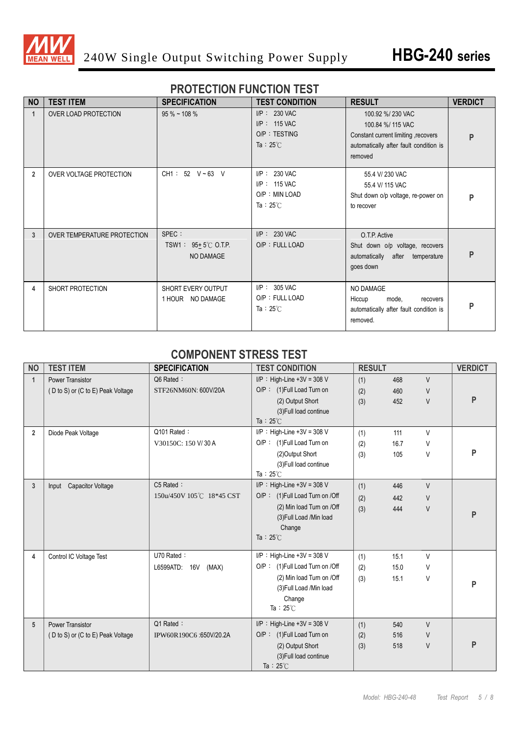## PROTECTION FUNCTION TEST

| NO | TEST ITEM | SPECIFICATION | TEST CONDITION | RESULT | VERDICT |
|---|---|---|---|---|---|
| 1 | OVER LOAD PROTECTION | 95 % ~ 108 % | I/P： 230 VAC<br>I/P： 115 VAC<br>O/P：TESTING<br>Ta：25℃ | 100.92 %/ 230 VAC<br>100.84 %/ 115 VAC<br>Constant current limiting ,recovers automatically after fault condition is removed | P |
| 2 | OVER VOLTAGE PROTECTION | CH1： 52 V ~ 63 V | I/P： 230 VAC<br>I/P： 115 VAC<br>O/P：MIN LOAD<br>Ta：25℃ | 55.4 V/ 230 VAC<br>55.4 V/ 115 VAC<br>Shut down o/p voltage, re-power on to recover | P |
| 3 | OVER TEMPERATURE PROTECTION | SPEC：<br>TSW1： 95± 5℃ O.T.P.<br>NO DAMAGE | I/P： 230 VAC<br>O/P：FULL LOAD | O.T.P. Active<br>Shut down o/p voltage, recovers automatically after temperature goes down | P |
| 4 | SHORT PROTECTION | SHORT EVERY OUTPUT<br>1 HOUR NO DAMAGE | I/P： 305 VAC<br>O/P：FULL LOAD<br>Ta：25℃ | NO DAMAGE<br>Hiccup mode, recovers automatically after fault condition is removed. | P |

## COMPONENT STRESS TEST

| NO | TEST ITEM | SPECIFICATION | TEST CONDITION | RESULT | VERDICT |
|---|---|---|---|---|---|
| 1 | Power Transistor<br>( D to S) or (C to E) Peak Voltage | Q6 Rated：<br>STF26NM60N: 600V/20A | I/P：High-Line +3V = 308 V<br>O/P： (1)Full Load Turn on<br>(2) Output Short<br>(3)Full load continue<br>Ta：25℃ | (1) 468 V<br>(2) 460 V<br>(3) 452 V | P |
| 2 | Diode Peak Voltage | Q101 Rated：<br>V30150C: 150 V/ 30 A | I/P：High-Line +3V = 308 V<br>O/P： (1)Full Load Turn on<br>(2)Output Short<br>(3)Full load continue<br>Ta：25℃ | (1) 111 V<br>(2) 16.7 V<br>(3) 105 V | P |
| 3 | Input Capacitor Voltage | C5 Rated：<br>150u/450V 105℃ 18*45 CST | I/P：High-Line +3V = 308 V<br>O/P： (1)Full Load Turn on /Off<br>(2) Min load Turn on /Off<br>(3)Full Load /Min load Change<br>Ta：25℃ | (1) 446 V<br>(2) 442 V<br>(3) 444 V | P |
| 4 | Control IC Voltage Test | U70 Rated：<br>L6599ATD: 16V (MAX) | I/P：High-Line +3V = 308 V<br>O/P： (1)Full Load Turn on /Off<br>(2) Min load Turn on /Off<br>(3)Full Load /Min load Change<br>Ta：25℃ | (1) 15.1 V<br>(2) 15.0 V<br>(3) 15.1 V | P |
| 5 | Power Transistor<br>( D to S) or (C to E) Peak Voltage | Q1 Rated：<br>IPW60R190C6 :650V/20.2A | I/P：High-Line +3V = 308 V<br>O/P： (1)Full Load Turn on<br>(2) Output Short<br>(3)Full load continue<br>Ta：25℃ | (1) 540 V<br>(2) 516 V<br>(3) 518 V | P |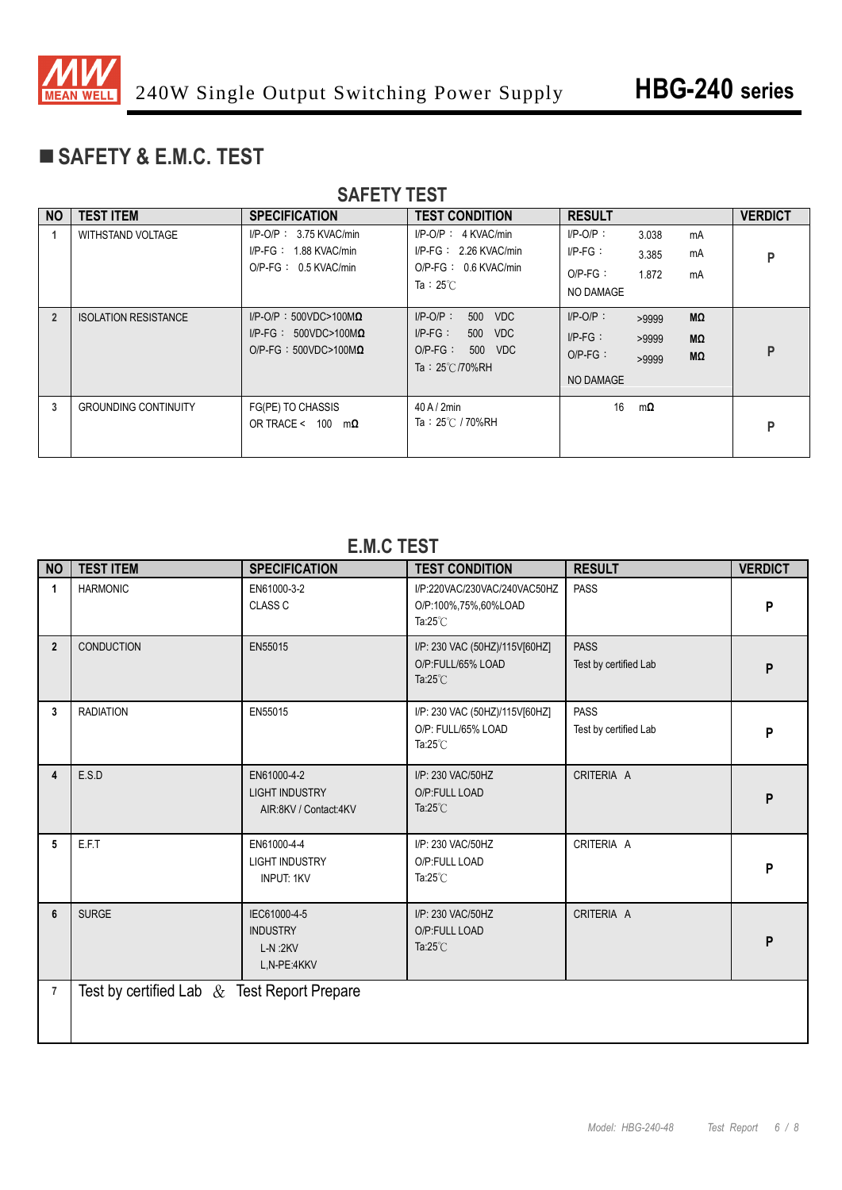## ■ SAFETY & E.M.C. TEST

### SAFETY TEST

| NO | TEST ITEM | SPECIFICATION | TEST CONDITION | RESULT | VERDICT |
|---|---|---|---|---|---|
| 1 | WITHSTAND VOLTAGE | I/P-O/P： 3.75 KVAC/min<br>I/P-FG： 1.88 KVAC/min<br>O/P-FG： 0.5 KVAC/min | I/P-O/P： 4 KVAC/min<br>I/P-FG： 2.26 KVAC/min<br>O/P-FG： 0.6 KVAC/min<br>Ta：25℃ | I/P-O/P： 3.038 mA<br>I/P-FG： 3.385 mA<br>O/P-FG： 1.872 mA<br>NO DAMAGE | P |
| 2 | ISOLATION RESISTANCE | I/P-O/P：500VDC>100MΩ<br>I/P-FG： 500VDC>100MΩ<br>O/P-FG：500VDC>100MΩ | I/P-O/P： 500 VDC<br>I/P-FG： 500 VDC<br>O/P-FG： 500 VDC<br>Ta：25℃/70%RH | I/P-O/P： >9999 MΩ<br>I/P-FG： >9999 MΩ<br>O/P-FG： >9999 MΩ<br>NO DAMAGE | P |
| 3 | GROUNDING CONTINUITY | FG(PE) TO CHASSIS<br>OR TRACE < 100 mΩ | 40 A / 2min<br>Ta：25℃ / 70%RH | 16 mΩ | P |

### E.M.C TEST

| NO | TEST ITEM | SPECIFICATION | TEST CONDITION | RESULT | VERDICT |
|---|---|---|---|---|---|
| 1 | HARMONIC | EN61000-3-2<br>CLASS C | I/P:220VAC/230VAC/240VAC50HZ<br>O/P:100%,75%,60%LOAD<br>Ta:25℃ | PASS | P |
| 2 | CONDUCTION | EN55015 | I/P: 230 VAC (50HZ)/115V[60HZ]<br>O/P:FULL/65% LOAD<br>Ta:25℃ | PASS<br>Test by certified Lab | P |
| 3 | RADIATION | EN55015 | I/P: 230 VAC (50HZ)/115V[60HZ]<br>O/P: FULL/65% LOAD<br>Ta:25℃ | PASS<br>Test by certified Lab | P |
| 4 | E.S.D | EN61000-4-2<br>LIGHT INDUSTRY<br>AIR:8KV / Contact:4KV | I/P: 230 VAC/50HZ<br>O/P:FULL LOAD<br>Ta:25℃ | CRITERIA A | P |
| 5 | E.F.T | EN61000-4-4<br>LIGHT INDUSTRY<br>INPUT: 1KV | I/P: 230 VAC/50HZ<br>O/P:FULL LOAD<br>Ta:25℃ | CRITERIA A | P |
| 6 | SURGE | IEC61000-4-5<br>INDUSTRY<br>L-N :2KV<br>L,N-PE:4KKV | I/P: 230 VAC/50HZ<br>O/P:FULL LOAD<br>Ta:25℃ | CRITERIA A | P |
| 7 | Test by certified Lab & Test Report Prepare | | | | |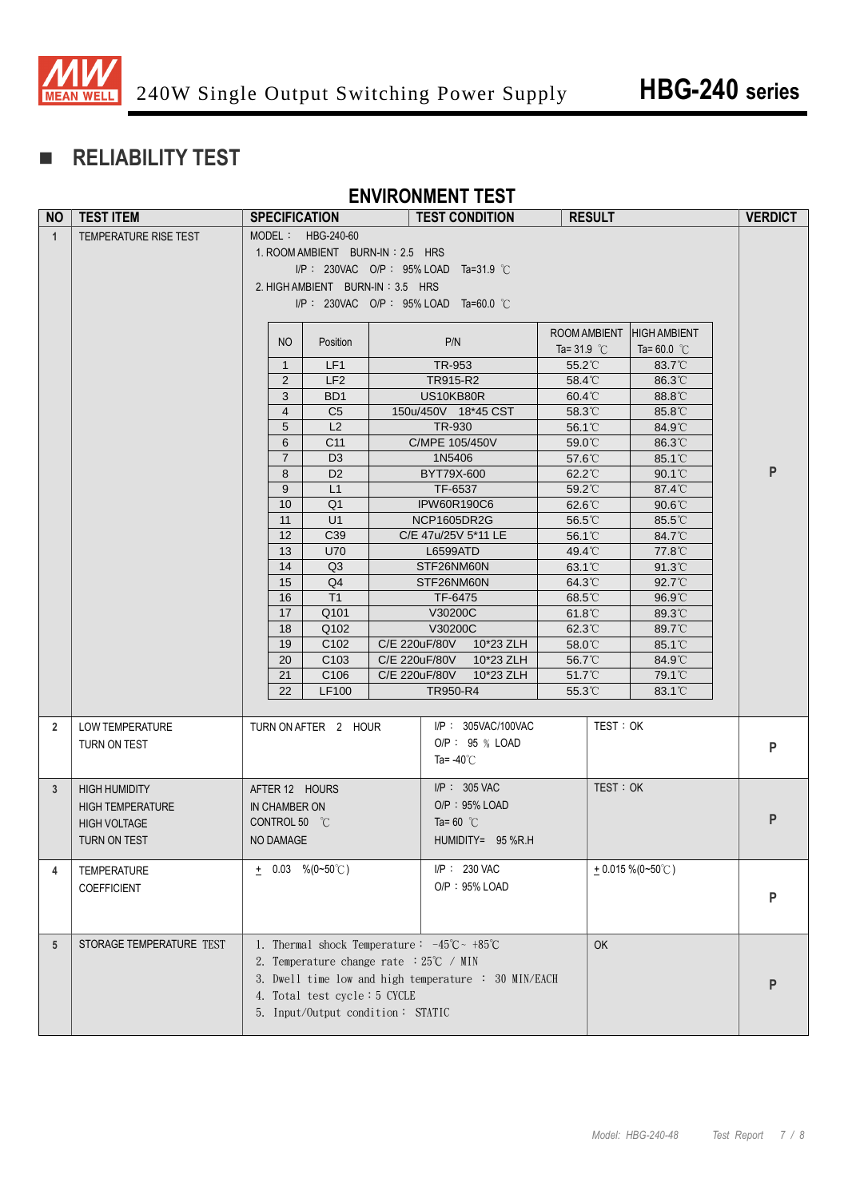## ■ RELIABILITY TEST

### ENVIRONMENT TEST

| NO | TEST ITEM | SPECIFICATION | TEST CONDITION | RESULT | VERDICT |
|---|---|---|---|---|---|
| 1 | TEMPERATURE RISE TEST | MODEL : HBG-240-60<br>1. ROOM AMBIENT BURN-IN : 2.5 HRS<br>I/P : 230VAC O/P : 95% LOAD Ta=31.9 ℃<br>2. HIGH AMBIENT BURN-IN : 3.5 HRS<br>I/P : 230VAC O/P : 95% LOAD Ta=60.0 ℃ | | | P |

| NO | Position | P/N | ROOM AMBIENT Ta= 31.9 ℃ | HIGH AMBIENT Ta= 60.0 ℃ |
|---|---|---|---|---|
| 1 | LF1 | TR-953 | 55.2℃ | 83.7℃ |
| 2 | LF2 | TR915-R2 | 58.4℃ | 86.3℃ |
| 3 | BD1 | US10KB80R | 60.4℃ | 88.8℃ |
| 4 | C5 | 150u/450V 18*45 CST | 58.3℃ | 85.8℃ |
| 5 | L2 | TR-930 | 56.1℃ | 84.9℃ |
| 6 | C11 | C/MPE 105/450V | 59.0℃ | 86.3℃ |
| 7 | D3 | 1N5406 | 57.6℃ | 85.1℃ |
| 8 | D2 | BYT79X-600 | 62.2℃ | 90.1℃ |
| 9 | L1 | TF-6537 | 59.2℃ | 87.4℃ |
| 10 | Q1 | IPW60R190C6 | 62.6℃ | 90.6℃ |
| 11 | U1 | NCP1605DR2G | 56.5℃ | 85.5℃ |
| 12 | C39 | C/E 47u/25V 5*11 LE | 56.1℃ | 84.7℃ |
| 13 | U70 | L6599ATD | 49.4℃ | 77.8℃ |
| 14 | Q3 | STF26NM60N | 63.1℃ | 91.3℃ |
| 15 | Q4 | STF26NM60N | 64.3℃ | 92.7℃ |
| 16 | T1 | TF-6475 | 68.5℃ | 96.9℃ |
| 17 | Q101 | V30200C | 61.8℃ | 89.3℃ |
| 18 | Q102 | V30200C | 62.3℃ | 89.7℃ |
| 19 | C102 | C/E 220uF/80V 10*23 ZLH | 58.0℃ | 85.1℃ |
| 20 | C103 | C/E 220uF/80V 10*23 ZLH | 56.7℃ | 84.9℃ |
| 21 | C106 | C/E 220uF/80V 10*23 ZLH | 51.7℃ | 79.1℃ |
| 22 | LF100 | TR950-R4 | 55.3℃ | 83.1℃ |

| NO | TEST ITEM | SPECIFICATION | TEST CONDITION | RESULT | VERDICT |
|---|---|---|---|---|---|
| 2 | LOW TEMPERATURE TURN ON TEST | TURN ON AFTER 2 HOUR | I/P : 305VAC/100VAC<br>O/P : 95 % LOAD<br>Ta= -40℃ | TEST : OK | P |
| 3 | HIGH HUMIDITY HIGH TEMPERATURE HIGH VOLTAGE TURN ON TEST | AFTER 12 HOURS IN CHAMBER ON CONTROL 50 ℃ NO DAMAGE | I/P : 305 VAC<br>O/P : 95% LOAD<br>Ta= 60 ℃<br>HUMIDITY= 95 %R.H | TEST : OK | P |
| 4 | TEMPERATURE COEFFICIENT | ± 0.03 %(0~50℃) | I/P : 230 VAC<br>O/P : 95% LOAD | ± 0.015 %(0~50℃) | P |
| 5 | STORAGE TEMPERATURE TEST | 1. Thermal shock Temperature : -45℃ ~ +85℃<br>2. Temperature change rate : 25℃ / MIN<br>3. Dwell time low and high temperature : 30 MIN/EACH<br>4. Total test cycle : 5 CYCLE<br>5. Input/Output condition : STATIC | | OK | P |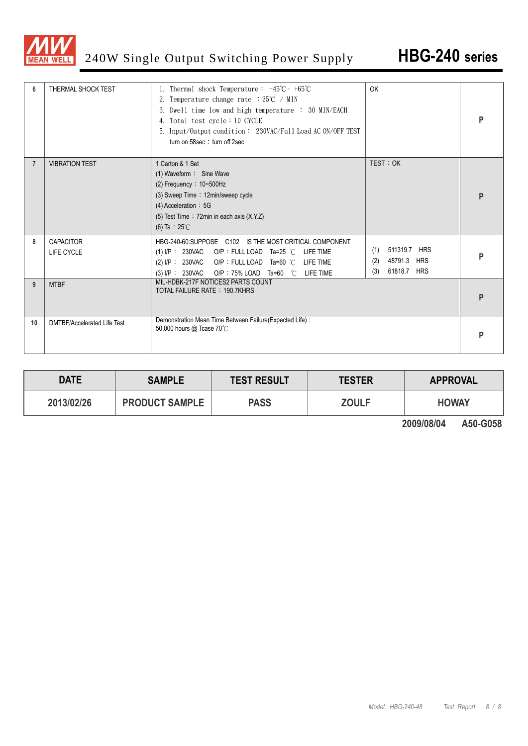| | | | | |
|---|---|---|---|---|
| 6 | THERMAL SHOCK TEST | 1. Thermal shock Temperature： -45℃~ +65℃<br>2. Temperature change rate ：25℃ / MIN<br>3. Dwell time low and high temperature ： 30 MIN/EACH<br>4. Total test cycle：10 CYCLE<br>5. Input/Output condition： 230VAC/Full Load AC ON/OFF TEST turn on 58sec；turn off 2sec | OK | P |
| 7 | VIBRATION TEST | 1 Carton & 1 Set<br>(1) Waveform： Sine Wave<br>(2) Frequency：10~500Hz<br>(3) Sweep Time：12min/sweep cycle<br>(4) Acceleration：5G<br>(5) Test Time：72min in each axis (X.Y.Z)<br>(6) Ta：25℃ | TEST：OK | P |
| 8 | CAPACITOR LIFE CYCLE | HBG-240-60:SUPPOSE C102 IS THE MOST CRITICAL COMPONENT<br>(1) I/P： 230VAC O/P：FULL LOAD Ta=25 ℃ LIFE TIME<br>(2) I/P： 230VAC O/P：FULL LOAD Ta=60 ℃ LIFE TIME<br>(3) I/P： 230VAC O/P：75% LOAD Ta=60 ℃ LIFE TIME | (1) 511319.7 HRS<br>(2) 48791.3 HRS<br>(3) 61818.7 HRS | P |
| 9 | MTBF | MIL-HDBK-217F NOTICES2 PARTS COUNT<br>TOTAL FAILURE RATE：190.7KHRS | | P |
| 10 | DMTBF/Accelerated Life Test | Demonstration Mean Time Between Failure(Expected Life) :<br>50,000 hours @ Tcase 70℃ | | P |

| DATE | SAMPLE | TEST RESULT | TESTER | APPROVAL |
|---|---|---|---|---|
| 2013/02/26 | PRODUCT SAMPLE | PASS | ZOULF | HOWAY |

2009/08/04 A50-G058